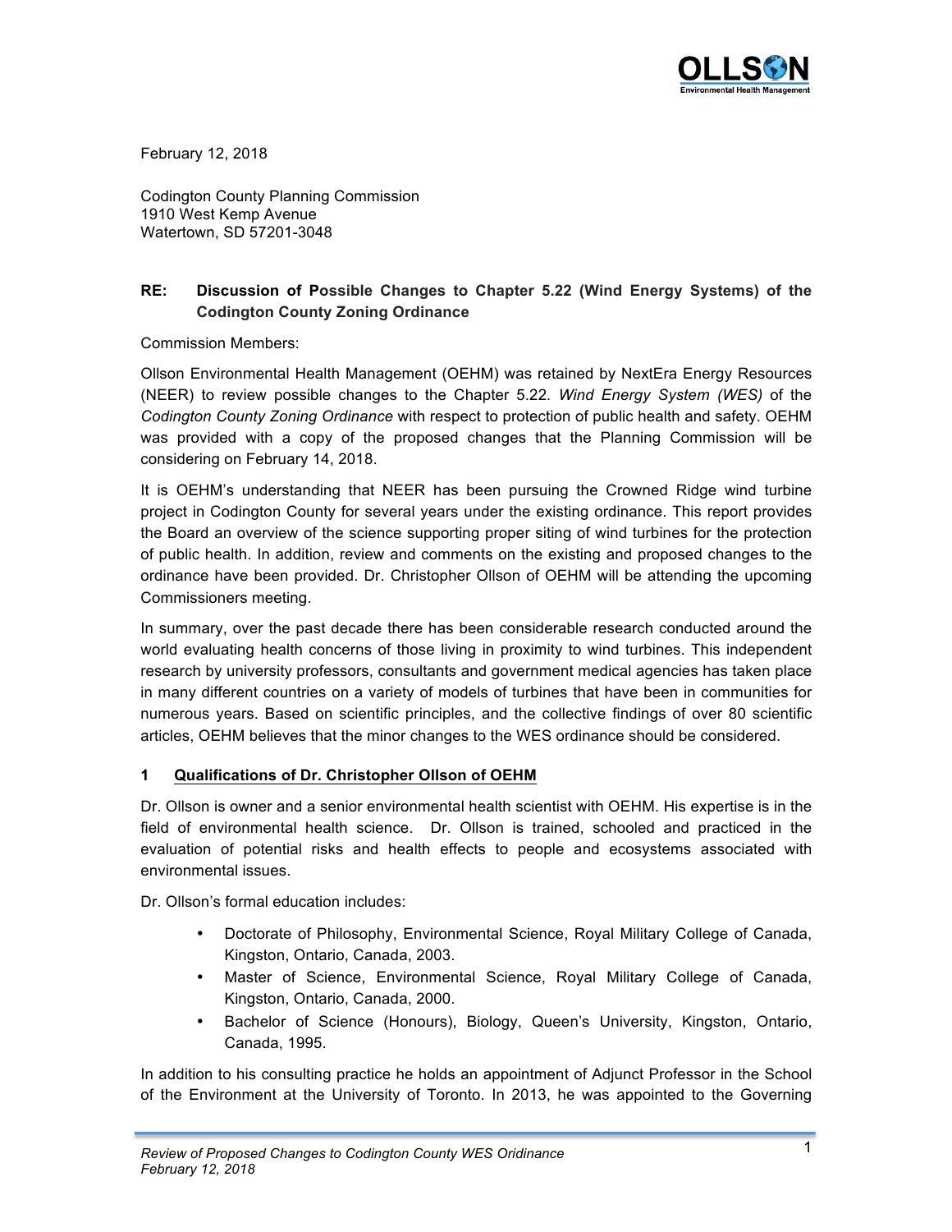February 12, 2018

Codington County Planning Commission
1910 West Kemp Avenue
Watertown, SD 57201-3048

**RE: Discussion of Possible Changes to Chapter 5.22 (Wind Energy Systems) of the Codington County Zoning Ordinance**

Commission Members:

Ollson Environmental Health Management (OEHM) was retained by NextEra Energy Resources (NEER) to review possible changes to the Chapter 5.22. *Wind Energy System (WES)* of the *Codington County Zoning Ordinance* with respect to protection of public health and safety. OEHM was provided with a copy of the proposed changes that the Planning Commission will be considering on February 14, 2018.

It is OEHM's understanding that NEER has been pursuing the Crowned Ridge wind turbine project in Codington County for several years under the existing ordinance. This report provides the Board an overview of the science supporting proper siting of wind turbines for the protection of public health. In addition, review and comments on the existing and proposed changes to the ordinance have been provided. Dr. Christopher Ollson of OEHM will be attending the upcoming Commissioners meeting.

In summary, over the past decade there has been considerable research conducted around the world evaluating health concerns of those living in proximity to wind turbines. This independent research by university professors, consultants and government medical agencies has taken place in many different countries on a variety of models of turbines that have been in communities for numerous years. Based on scientific principles, and the collective findings of over 80 scientific articles, OEHM believes that the minor changes to the WES ordinance should be considered.

## 1 Qualifications of Dr. Christopher Ollson of OEHM

Dr. Ollson is owner and a senior environmental health scientist with OEHM. His expertise is in the field of environmental health science. Dr. Ollson is trained, schooled and practiced in the evaluation of potential risks and health effects to people and ecosystems associated with environmental issues.

Dr. Ollson's formal education includes:

- Doctorate of Philosophy, Environmental Science, Royal Military College of Canada, Kingston, Ontario, Canada, 2003.
- Master of Science, Environmental Science, Royal Military College of Canada, Kingston, Ontario, Canada, 2000.
- Bachelor of Science (Honours), Biology, Queen's University, Kingston, Ontario, Canada, 1995.

In addition to his consulting practice he holds an appointment of Adjunct Professor in the School of the Environment at the University of Toronto. In 2013, he was appointed to the Governing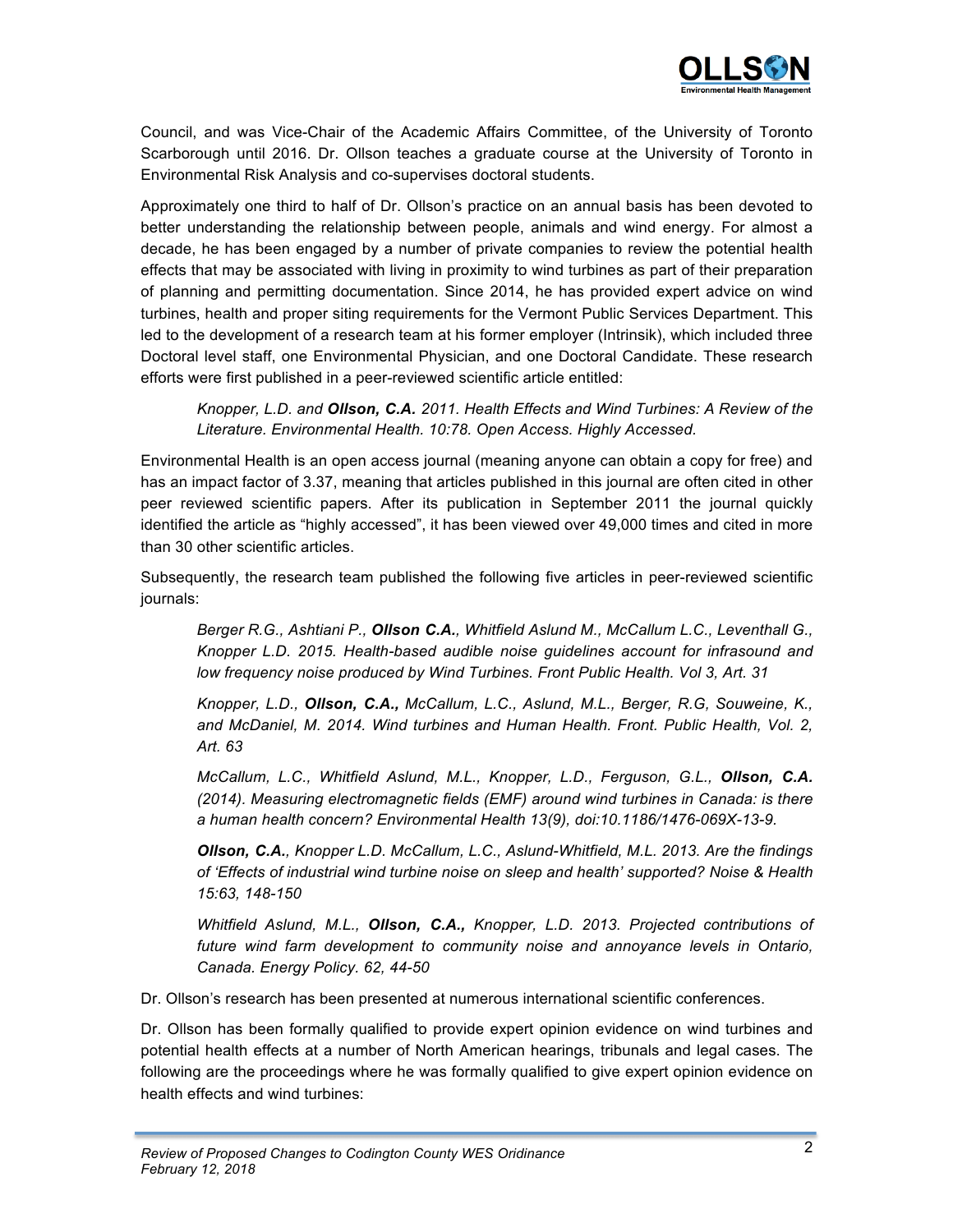Council, and was Vice-Chair of the Academic Affairs Committee, of the University of Toronto Scarborough until 2016. Dr. Ollsson teaches a graduate course at the University of Toronto in Environmental Risk Analysis and co-supervises doctoral students.

Approximately one third to half of Dr. Ollson's practice on an annual basis has been devoted to better understanding the relationship between people, animals and wind energy. For almost a decade, he has been engaged by a number of private companies to review the potential health effects that may be associated with living in proximity to wind turbines as part of their preparation of planning and permitting documentation. Since 2014, he has provided expert advice on wind turbines, health and proper siting requirements for the Vermont Public Services Department. This led to the development of a research team at his former employer (Intrinsik), which included three Doctoral level staff, one Environmental Physician, and one Doctoral Candidate. These research efforts were first published in a peer-reviewed scientific article entitled:

> *Knopper, L.D. and **Ollson, C.A.** 2011. Health Effects and Wind Turbines: A Review of the Literature. Environmental Health. 10:78. Open Access. Highly Accessed.*

Environmental Health is an open access journal (meaning anyone can obtain a copy for free) and has an impact factor of 3.37, meaning that articles published in this journal are often cited in other peer reviewed scientific papers. After its publication in September 2011 the journal quickly identified the article as "highly accessed", it has been viewed over 49,000 times and cited in more than 30 other scientific articles.

Subsequently, the research team published the following five articles in peer-reviewed scientific journals:

> *Berger R.G., Ashtiani P., **Ollson C.A.**, Whitfield Aslund M., McCallum L.C., Leventhall G., Knopper L.D. 2015. Health-based audible noise guidelines account for infrasound and low frequency noise produced by Wind Turbines. Front Public Health. Vol 3, Art. 31*
>
> *Knopper, L.D., **Ollson, C.A.,** McCallum, L.C., Aslund, M.L., Berger, R.G, Souweine, K., and McDaniel, M. 2014. Wind turbines and Human Health. Front. Public Health, Vol. 2, Art. 63*
>
> *McCallum, L.C., Whitfield Aslund, M.L., Knopper, L.D., Ferguson, G.L., **Ollson, C.A.** (2014). Measuring electromagnetic fields (EMF) around wind turbines in Canada: is there a human health concern? Environmental Health 13(9), doi:10.1186/1476-069X-13-9.*
>
> ***Ollson, C.A.**, Knopper L.D. McCallum, L.C., Aslund-Whitfield, M.L. 2013. Are the findings of 'Effects of industrial wind turbine noise on sleep and health' supported? Noise & Health 15:63, 148-150*
>
> *Whitfield Aslund, M.L., **Ollson, C.A.,** Knopper, L.D. 2013. Projected contributions of future wind farm development to community noise and annoyance levels in Ontario, Canada. Energy Policy. 62, 44-50*

Dr. Ollson's research has been presented at numerous international scientific conferences.

Dr. Ollson has been formally qualified to provide expert opinion evidence on wind turbines and potential health effects at a number of North American hearings, tribunals and legal cases. The following are the proceedings where he was formally qualified to give expert opinion evidence on health effects and wind turbines: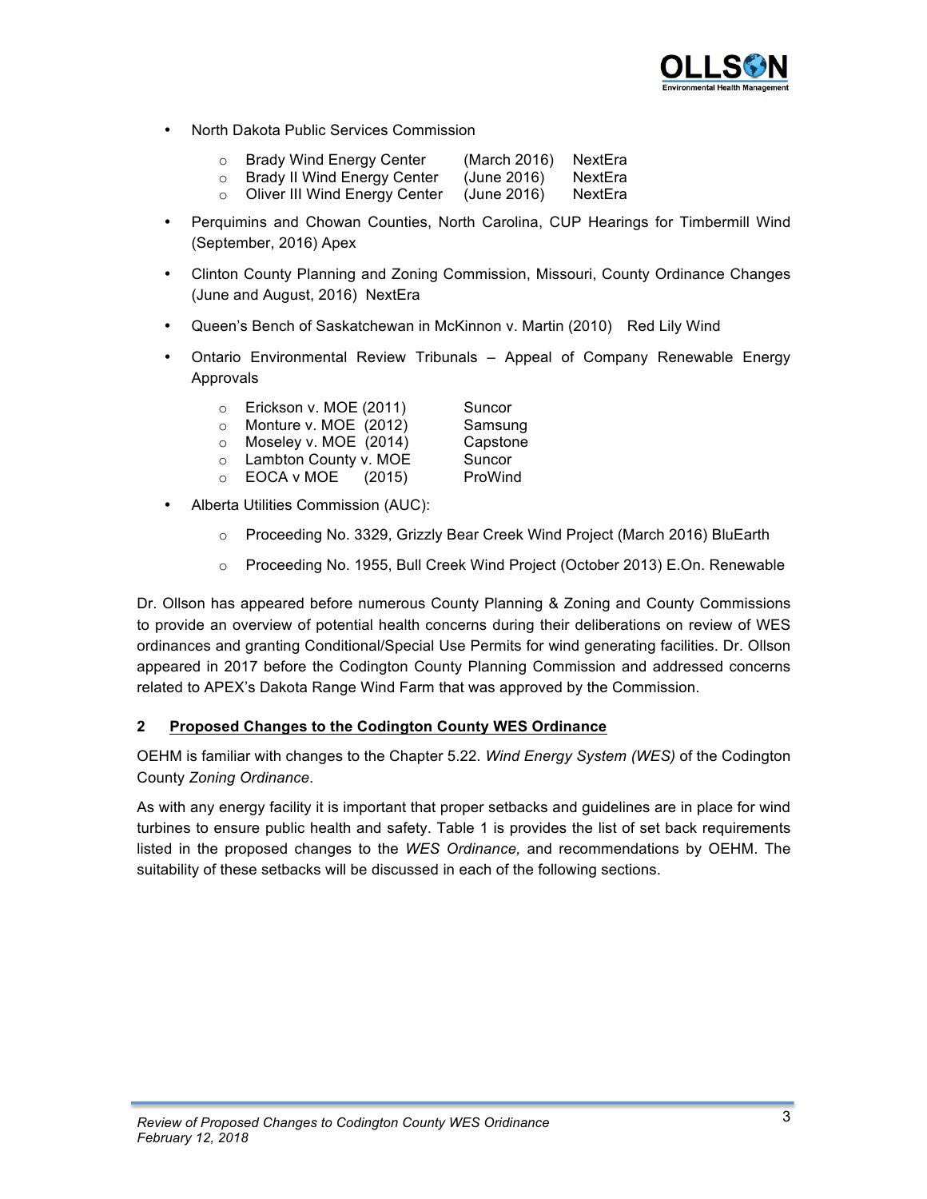- North Dakota Public Services Commission
  - Brady Wind Energy Center (March 2016) NextEra
  - Brady II Wind Energy Center (June 2016) NextEra
  - Oliver III Wind Energy Center (June 2016) NextEra
- Perquimins and Chowan Counties, North Carolina, CUP Hearings for Timbermill Wind (September, 2016) Apex
- Clinton County Planning and Zoning Commission, Missouri, County Ordinance Changes (June and August, 2016) NextEra
- Queen's Bench of Saskatchewan in McKinnon v. Martin (2010) Red Lily Wind
- Ontario Environmental Review Tribunals – Appeal of Company Renewable Energy Approvals
  - Erickson v. MOE (2011) Suncor
  - Monture v. MOE (2012) Samsung
  - Moseley v. MOE (2014) Capstone
  - Lambton County v. MOE Suncor
  - EOCA v MOE (2015) ProWind
- Alberta Utilities Commission (AUC):
  - Proceeding No. 3329, Grizzly Bear Creek Wind Project (March 2016) BluEarth
  - Proceeding No. 1955, Bull Creek Wind Project (October 2013) E.On. Renewable

Dr. Ollson has appeared before numerous County Planning & Zoning and County Commissions to provide an overview of potential health concerns during their deliberations on review of WES ordinances and granting Conditional/Special Use Permits for wind generating facilities. Dr. Ollson appeared in 2017 before the Codington County Planning Commission and addressed concerns related to APEX's Dakota Range Wind Farm that was approved by the Commission.

## 2 Proposed Changes to the Codington County WES Ordinance

OEHM is familiar with changes to the Chapter 5.22. *Wind Energy System (WES)* of the Codington County *Zoning Ordinance*.

As with any energy facility it is important that proper setbacks and guidelines are in place for wind turbines to ensure public health and safety. Table 1 is provides the list of set back requirements listed in the proposed changes to the *WES Ordinance,* and recommendations by OEHM. The suitability of these setbacks will be discussed in each of the following sections.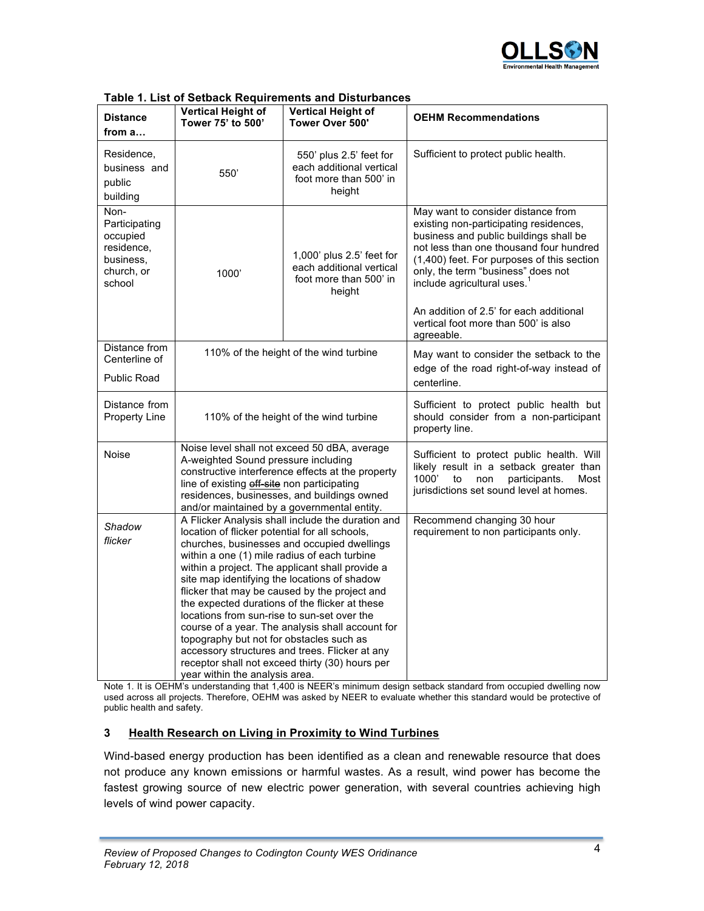**Table 1. List of Setback Requirements and Disturbances**

| Distance from a… | Vertical Height of Tower 75' to 500' | Vertical Height of Tower Over 500' | OEHM Recommendations |
|---|---|---|---|
| Residence, business and public building | 550' | 550' plus 2.5' feet for each additional vertical foot more than 500' in height | Sufficient to protect public health. |
| Non-Participating occupied residence, business, church, or school | 1000' | 1,000' plus 2.5' feet for each additional vertical foot more than 500' in height | May want to consider distance from existing non-participating residences, business and public buildings shall be not less than one thousand four hundred (1,400) feet. For purposes of this section only, the term "business" does not include agricultural uses.[1]<br><br>An addition of 2.5' for each additional vertical foot more than 500' is also agreeable. |
| Distance from Centerline of Public Road | 110% of the height of the wind turbine | | May want to consider the setback to the edge of the road right-of-way instead of centerline. |
| Distance from Property Line | 110% of the height of the wind turbine | | Sufficient to protect public health but should consider from a non-participant property line. |
| Noise | Noise level shall not exceed 50 dBA, average A-weighted Sound pressure including constructive interference effects at the property line of existing ~~off-site~~ non participating residences, businesses, and buildings owned and/or maintained by a governmental entity. | | Sufficient to protect public health. Will likely result in a setback greater than 1000' to non participants. Most jurisdictions set sound level at homes. |
| *Shadow flicker* | A Flicker Analysis shall include the duration and location of flicker potential for all schools, churches, businesses and occupied dwellings within a one (1) mile radius of each turbine within a project. The applicant shall provide a site map identifying the locations of shadow flicker that may be caused by the project and the expected durations of the flicker at these locations from sun-rise to sun-set over the course of a year. The analysis shall account for topography but not for obstacles such as accessory structures and trees. Flicker at any receptor shall not exceed thirty (30) hours per year within the analysis area. | | Recommend changing 30 hour requirement to non participants only. |

Note 1. It is OEHM's understanding that 1,400 is NEER's minimum design setback standard from occupied dwelling now used across all projects. Therefore, OEHM was asked by NEER to evaluate whether this standard would be protective of public health and safety.

## 3 Health Research on Living in Proximity to Wind Turbines

Wind-based energy production has been identified as a clean and renewable resource that does not produce any known emissions or harmful wastes. As a result, wind power has become the fastest growing source of new electric power generation, with several countries achieving high levels of wind power capacity.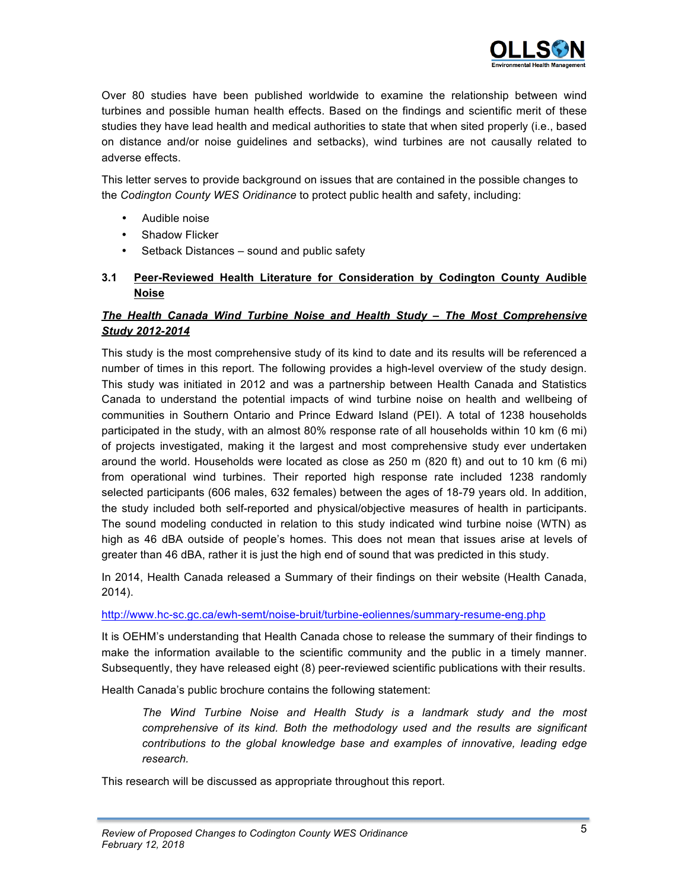Over 80 studies have been published worldwide to examine the relationship between wind turbines and possible human health effects. Based on the findings and scientific merit of these studies they have lead health and medical authorities to state that when sited properly (i.e., based on distance and/or noise guidelines and setbacks), wind turbines are not causally related to adverse effects.

This letter serves to provide background on issues that are contained in the possible changes to the *Codington County WES Oridinance* to protect public health and safety, including:

- Audible noise
- Shadow Flicker
- Setback Distances – sound and public safety

### 3.1 Peer-Reviewed Health Literature for Consideration by Codington County Audible Noise

***The Health Canada Wind Turbine Noise and Health Study – The Most Comprehensive Study 2012-2014***

This study is the most comprehensive study of its kind to date and its results will be referenced a number of times in this report. The following provides a high-level overview of the study design. This study was initiated in 2012 and was a partnership between Health Canada and Statistics Canada to understand the potential impacts of wind turbine noise on health and wellbeing of communities in Southern Ontario and Prince Edward Island (PEI). A total of 1238 households participated in the study, with an almost 80% response rate of all households within 10 km (6 mi) of projects investigated, making it the largest and most comprehensive study ever undertaken around the world. Households were located as close as 250 m (820 ft) and out to 10 km (6 mi) from operational wind turbines. Their reported high response rate included 1238 randomly selected participants (606 males, 632 females) between the ages of 18-79 years old. In addition, the study included both self-reported and physical/objective measures of health in participants. The sound modeling conducted in relation to this study indicated wind turbine noise (WTN) as high as 46 dBA outside of people's homes. This does not mean that issues arise at levels of greater than 46 dBA, rather it is just the high end of sound that was predicted in this study.

In 2014, Health Canada released a Summary of their findings on their website (Health Canada, 2014).

http://www.hc-sc.gc.ca/ewh-semt/noise-bruit/turbine-eoliennes/summary-resume-eng.php

It is OEHM's understanding that Health Canada chose to release the summary of their findings to make the information available to the scientific community and the public in a timely manner. Subsequently, they have released eight (8) peer-reviewed scientific publications with their results.

Health Canada's public brochure contains the following statement:

> *The Wind Turbine Noise and Health Study is a landmark study and the most comprehensive of its kind. Both the methodology used and the results are significant contributions to the global knowledge base and examples of innovative, leading edge research.*

This research will be discussed as appropriate throughout this report.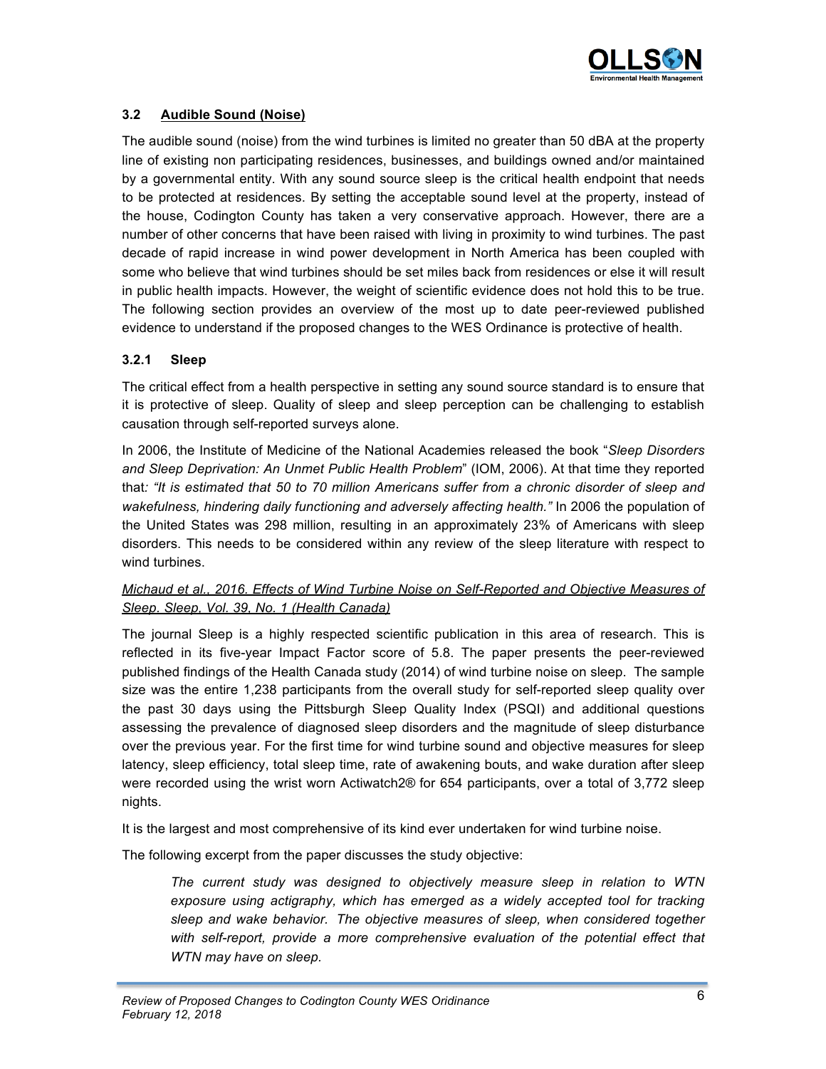### 3.2 Audible Sound (Noise)

The audible sound (noise) from the wind turbines is limited no greater than 50 dBA at the property line of existing non participating residences, businesses, and buildings owned and/or maintained by a governmental entity. With any sound source sleep is the critical health endpoint that needs to be protected at residences. By setting the acceptable sound level at the property, instead of the house, Codington County has taken a very conservative approach. However, there are a number of other concerns that have been raised with living in proximity to wind turbines. The past decade of rapid increase in wind power development in North America has been coupled with some who believe that wind turbines should be set miles back from residences or else it will result in public health impacts. However, the weight of scientific evidence does not hold this to be true. The following section provides an overview of the most up to date peer-reviewed published evidence to understand if the proposed changes to the WES Ordinance is protective of health.

#### 3.2.1 Sleep

The critical effect from a health perspective in setting any sound source standard is to ensure that it is protective of sleep. Quality of sleep and sleep perception can be challenging to establish causation through self-reported surveys alone.

In 2006, the Institute of Medicine of the National Academies released the book "*Sleep Disorders and Sleep Deprivation: An Unmet Public Health Problem*" (IOM, 2006). At that time they reported that*: "It is estimated that 50 to 70 million Americans suffer from a chronic disorder of sleep and wakefulness, hindering daily functioning and adversely affecting health."* In 2006 the population of the United States was 298 million, resulting in an approximately 23% of Americans with sleep disorders. This needs to be considered within any review of the sleep literature with respect to wind turbines.

*Michaud et al., 2016. Effects of Wind Turbine Noise on Self-Reported and Objective Measures of Sleep. Sleep, Vol. 39, No. 1 (Health Canada)*

The journal Sleep is a highly respected scientific publication in this area of research. This is reflected in its five-year Impact Factor score of 5.8. The paper presents the peer-reviewed published findings of the Health Canada study (2014) of wind turbine noise on sleep. The sample size was the entire 1,238 participants from the overall study for self-reported sleep quality over the past 30 days using the Pittsburgh Sleep Quality Index (PSQI) and additional questions assessing the prevalence of diagnosed sleep disorders and the magnitude of sleep disturbance over the previous year. For the first time for wind turbine sound and objective measures for sleep latency, sleep efficiency, total sleep time, rate of awakening bouts, and wake duration after sleep were recorded using the wrist worn Actiwatch2® for 654 participants, over a total of 3,772 sleep nights.

It is the largest and most comprehensive of its kind ever undertaken for wind turbine noise.

The following excerpt from the paper discusses the study objective:

> *The current study was designed to objectively measure sleep in relation to WTN exposure using actigraphy, which has emerged as a widely accepted tool for tracking sleep and wake behavior. The objective measures of sleep, when considered together with self-report, provide a more comprehensive evaluation of the potential effect that WTN may have on sleep.*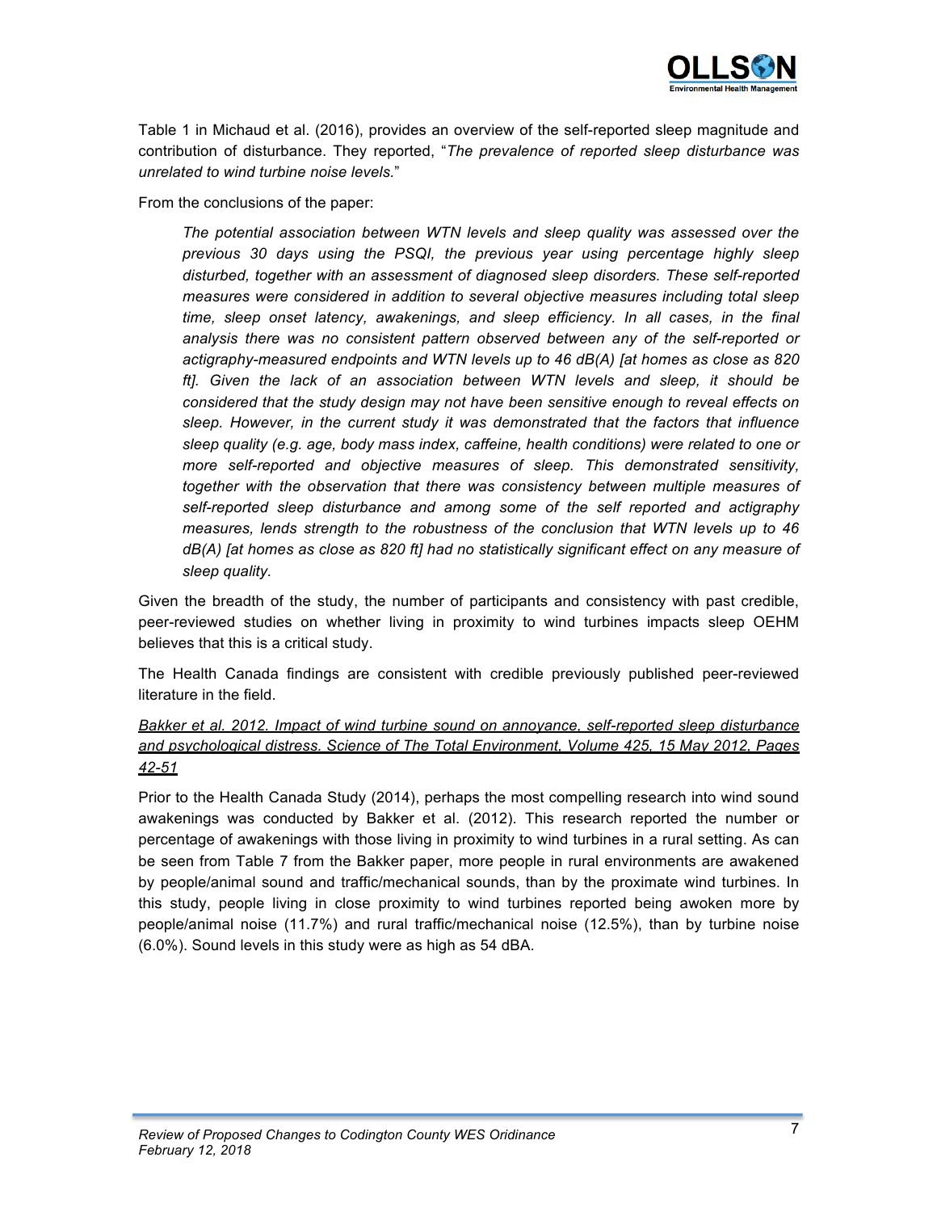Table 1 in Michaud et al. (2016), provides an overview of the self-reported sleep magnitude and contribution of disturbance. They reported, "*The prevalence of reported sleep disturbance was unrelated to wind turbine noise levels.*"

From the conclusions of the paper:

> *The potential association between WTN levels and sleep quality was assessed over the previous 30 days using the PSQI, the previous year using percentage highly sleep disturbed, together with an assessment of diagnosed sleep disorders. These self-reported measures were considered in addition to several objective measures including total sleep time, sleep onset latency, awakenings, and sleep efficiency. In all cases, in the final analysis there was no consistent pattern observed between any of the self-reported or actigraphy-measured endpoints and WTN levels up to 46 dB(A) [at homes as close as 820 ft]. Given the lack of an association between WTN levels and sleep, it should be considered that the study design may not have been sensitive enough to reveal effects on sleep. However, in the current study it was demonstrated that the factors that influence sleep quality (e.g. age, body mass index, caffeine, health conditions) were related to one or more self-reported and objective measures of sleep. This demonstrated sensitivity, together with the observation that there was consistency between multiple measures of self-reported sleep disturbance and among some of the self reported and actigraphy measures, lends strength to the robustness of the conclusion that WTN levels up to 46 dB(A) [at homes as close as 820 ft] had no statistically significant effect on any measure of sleep quality.*

Given the breadth of the study, the number of participants and consistency with past credible, peer-reviewed studies on whether living in proximity to wind turbines impacts sleep OEHM believes that this is a critical study.

The Health Canada findings are consistent with credible previously published peer-reviewed literature in the field.

<u>Bakker et al. 2012. Impact of wind turbine sound on annoyance, self-reported sleep disturbance and psychological distress. Science of The Total Environment, Volume 425, 15 May 2012, Pages 42-51</u>

Prior to the Health Canada Study (2014), perhaps the most compelling research into wind sound awakenings was conducted by Bakker et al. (2012). This research reported the number or percentage of awakenings with those living in proximity to wind turbines in a rural setting. As can be seen from Table 7 from the Bakker paper, more people in rural environments are awakened by people/animal sound and traffic/mechanical sounds, than by the proximate wind turbines. In this study, people living in close proximity to wind turbines reported being awoken more by people/animal noise (11.7%) and rural traffic/mechanical noise (12.5%), than by turbine noise (6.0%). Sound levels in this study were as high as 54 dBA.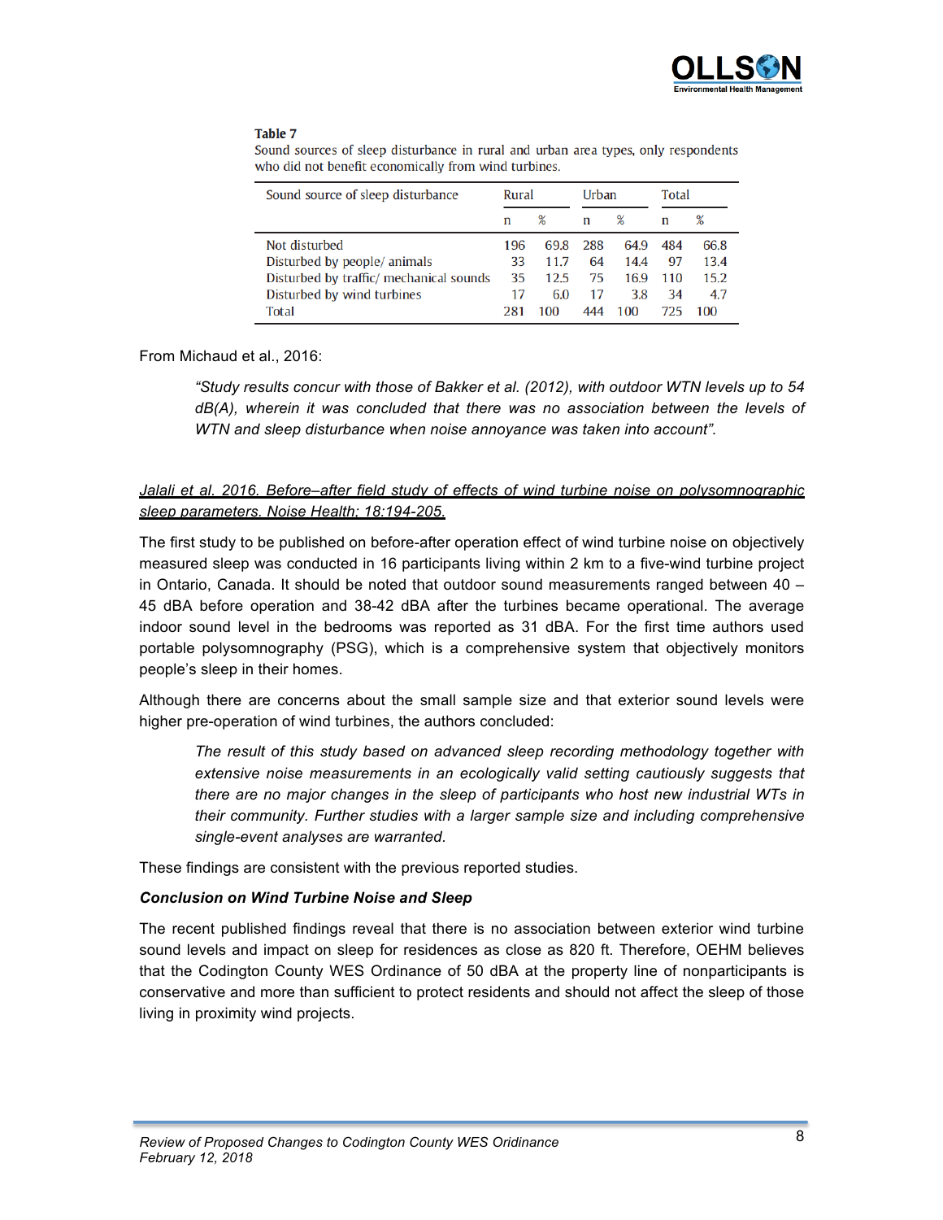**Table 7**

Sound sources of sleep disturbance in rural and urban area types, only respondents who did not benefit economically from wind turbines.

| Sound source of sleep disturbance | Rural | | Urban | | Total | |
|---|---|---|---|---|---|---|
| | n | % | n | % | n | % |
| Not disturbed | 196 | 69.8 | 288 | 64.9 | 484 | 66.8 |
| Disturbed by people/ animals | 33 | 11.7 | 64 | 14.4 | 97 | 13.4 |
| Disturbed by traffic/ mechanical sounds | 35 | 12.5 | 75 | 16.9 | 110 | 15.2 |
| Disturbed by wind turbines | 17 | 6.0 | 17 | 3.8 | 34 | 4.7 |
| Total | 281 | 100 | 444 | 100 | 725 | 100 |

From Michaud et al., 2016:

> *"Study results concur with those of Bakker et al. (2012), with outdoor WTN levels up to 54 dB(A), wherein it was concluded that there was no association between the levels of WTN and sleep disturbance when noise annoyance was taken into account".*

*Jalali et al. 2016. Before–after field study of effects of wind turbine noise on polysomnographic sleep parameters. Noise Health; 18:194-205.*

The first study to be published on before-after operation effect of wind turbine noise on objectively measured sleep was conducted in 16 participants living within 2 km to a five-wind turbine project in Ontario, Canada. It should be noted that outdoor sound measurements ranged between 40 – 45 dBA before operation and 38-42 dBA after the turbines became operational. The average indoor sound level in the bedrooms was reported as 31 dBA. For the first time authors used portable polysomnography (PSG), which is a comprehensive system that objectively monitors people's sleep in their homes.

Although there are concerns about the small sample size and that exterior sound levels were higher pre-operation of wind turbines, the authors concluded:

> *The result of this study based on advanced sleep recording methodology together with extensive noise measurements in an ecologically valid setting cautiously suggests that there are no major changes in the sleep of participants who host new industrial WTs in their community. Further studies with a larger sample size and including comprehensive single-event analyses are warranted.*

These findings are consistent with the previous reported studies.

***Conclusion on Wind Turbine Noise and Sleep***

The recent published findings reveal that there is no association between exterior wind turbine sound levels and impact on sleep for residences as close as 820 ft. Therefore, OEHM believes that the Codington County WES Ordinance of 50 dBA at the property line of nonparticipants is conservative and more than sufficient to protect residents and should not affect the sleep of those living in proximity wind projects.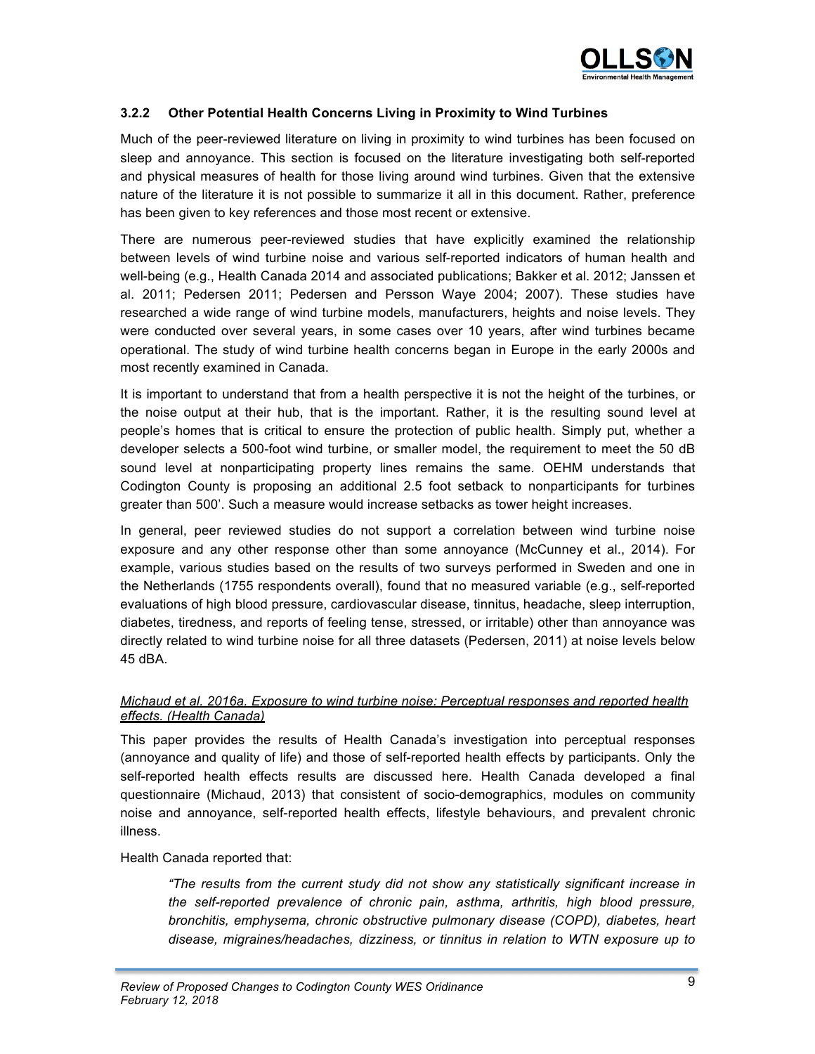### 3.2.2 Other Potential Health Concerns Living in Proximity to Wind Turbines

Much of the peer-reviewed literature on living in proximity to wind turbines has been focused on sleep and annoyance. This section is focused on the literature investigating both self-reported and physical measures of health for those living around wind turbines. Given that the extensive nature of the literature it is not possible to summarize it all in this document. Rather, preference has been given to key references and those most recent or extensive.

There are numerous peer-reviewed studies that have explicitly examined the relationship between levels of wind turbine noise and various self-reported indicators of human health and well-being (e.g., Health Canada 2014 and associated publications; Bakker et al. 2012; Janssen et al. 2011; Pedersen 2011; Pedersen and Persson Waye 2004; 2007). These studies have researched a wide range of wind turbine models, manufacturers, heights and noise levels. They were conducted over several years, in some cases over 10 years, after wind turbines became operational. The study of wind turbine health concerns began in Europe in the early 2000s and most recently examined in Canada.

It is important to understand that from a health perspective it is not the height of the turbines, or the noise output at their hub, that is the important. Rather, it is the resulting sound level at people's homes that is critical to ensure the protection of public health. Simply put, whether a developer selects a 500-foot wind turbine, or smaller model, the requirement to meet the 50 dB sound level at nonparticipating property lines remains the same. OEHM understands that Codington County is proposing an additional 2.5 foot setback to nonparticipants for turbines greater than 500'. Such a measure would increase setbacks as tower height increases.

In general, peer reviewed studies do not support a correlation between wind turbine noise exposure and any other response other than some annoyance (McCunney et al., 2014). For example, various studies based on the results of two surveys performed in Sweden and one in the Netherlands (1755 respondents overall), found that no measured variable (e.g., self-reported evaluations of high blood pressure, cardiovascular disease, tinnitus, headache, sleep interruption, diabetes, tiredness, and reports of feeling tense, stressed, or irritable) other than annoyance was directly related to wind turbine noise for all three datasets (Pedersen, 2011) at noise levels below 45 dBA.

*Michaud et al. 2016a. Exposure to wind turbine noise: Perceptual responses and reported health effects. (Health Canada)*

This paper provides the results of Health Canada's investigation into perceptual responses (annoyance and quality of life) and those of self-reported health effects by participants. Only the self-reported health effects results are discussed here. Health Canada developed a final questionnaire (Michaud, 2013) that consistent of socio-demographics, modules on community noise and annoyance, self-reported health effects, lifestyle behaviours, and prevalent chronic illness.

Health Canada reported that:

> *"The results from the current study did not show any statistically significant increase in the self-reported prevalence of chronic pain, asthma, arthritis, high blood pressure, bronchitis, emphysema, chronic obstructive pulmonary disease (COPD), diabetes, heart disease, migraines/headaches, dizziness, or tinnitus in relation to WTN exposure up to*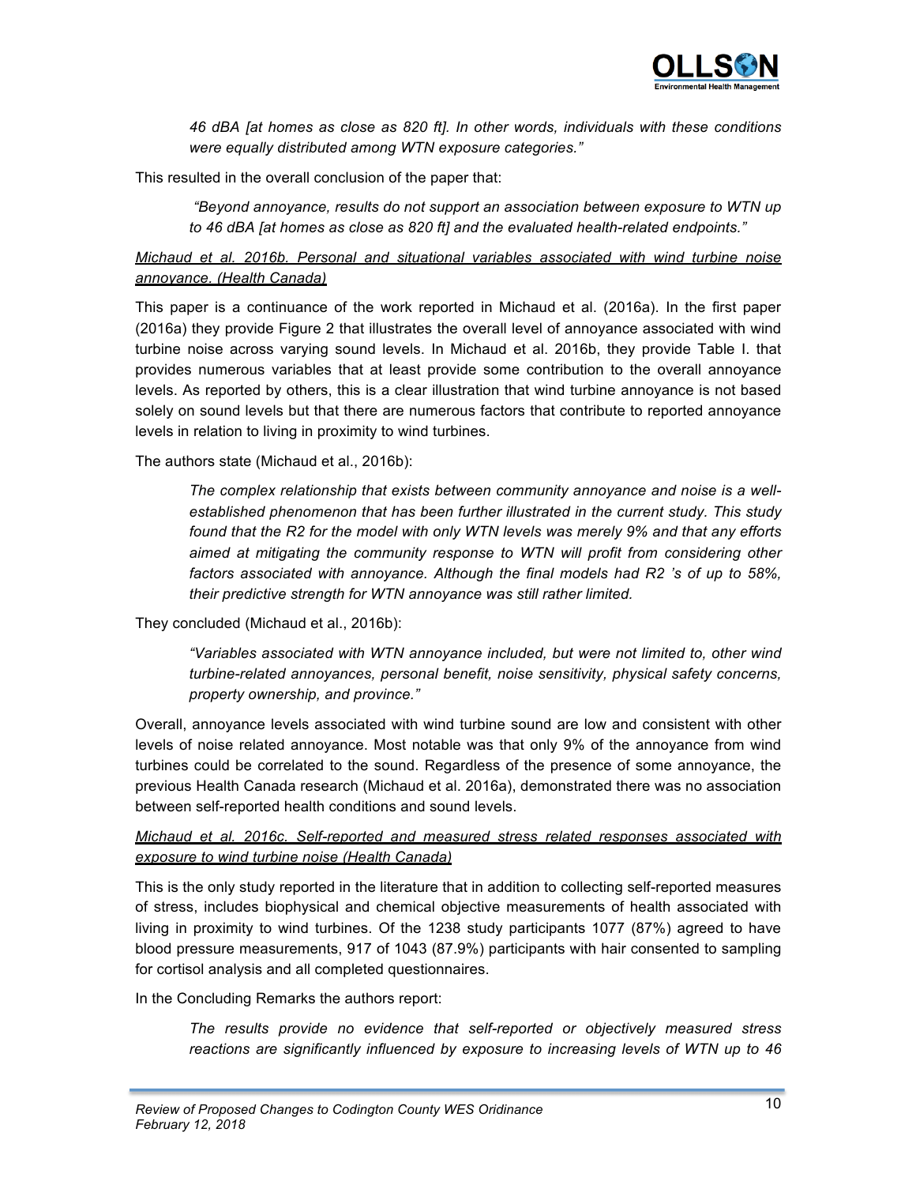> *46 dBA [at homes as close as 820 ft]. In other words, individuals with these conditions were equally distributed among WTN exposure categories."*

This resulted in the overall conclusion of the paper that:

> *"Beyond annoyance, results do not support an association between exposure to WTN up to 46 dBA [at homes as close as 820 ft] and the evaluated health-related endpoints."*

<u>Michaud et al. 2016b. Personal and situational variables associated with wind turbine noise annoyance. (Health Canada)</u>

This paper is a continuance of the work reported in Michaud et al. (2016a). In the first paper (2016a) they provide Figure 2 that illustrates the overall level of annoyance associated with wind turbine noise across varying sound levels. In Michaud et al. 2016b, they provide Table I. that provides numerous variables that at least provide some contribution to the overall annoyance levels. As reported by others, this is a clear illustration that wind turbine annoyance is not based solely on sound levels but that there are numerous factors that contribute to reported annoyance levels in relation to living in proximity to wind turbines.

The authors state (Michaud et al., 2016b):

> *The complex relationship that exists between community annoyance and noise is a well-established phenomenon that has been further illustrated in the current study. This study found that the R2 for the model with only WTN levels was merely 9% and that any efforts aimed at mitigating the community response to WTN will profit from considering other factors associated with annoyance. Although the final models had R2 's of up to 58%, their predictive strength for WTN annoyance was still rather limited.*

They concluded (Michaud et al., 2016b):

> *"Variables associated with WTN annoyance included, but were not limited to, other wind turbine-related annoyances, personal benefit, noise sensitivity, physical safety concerns, property ownership, and province."*

Overall, annoyance levels associated with wind turbine sound are low and consistent with other levels of noise related annoyance. Most notable was that only 9% of the annoyance from wind turbines could be correlated to the sound. Regardless of the presence of some annoyance, the previous Health Canada research (Michaud et al. 2016a), demonstrated there was no association between self-reported health conditions and sound levels.

<u>Michaud et al. 2016c. Self-reported and measured stress related responses associated with exposure to wind turbine noise (Health Canada)</u>

This is the only study reported in the literature that in addition to collecting self-reported measures of stress, includes biophysical and chemical objective measurements of health associated with living in proximity to wind turbines. Of the 1238 study participants 1077 (87%) agreed to have blood pressure measurements, 917 of 1043 (87.9%) participants with hair consented to sampling for cortisol analysis and all completed questionnaires.

In the Concluding Remarks the authors report:

> *The results provide no evidence that self-reported or objectively measured stress reactions are significantly influenced by exposure to increasing levels of WTN up to 46*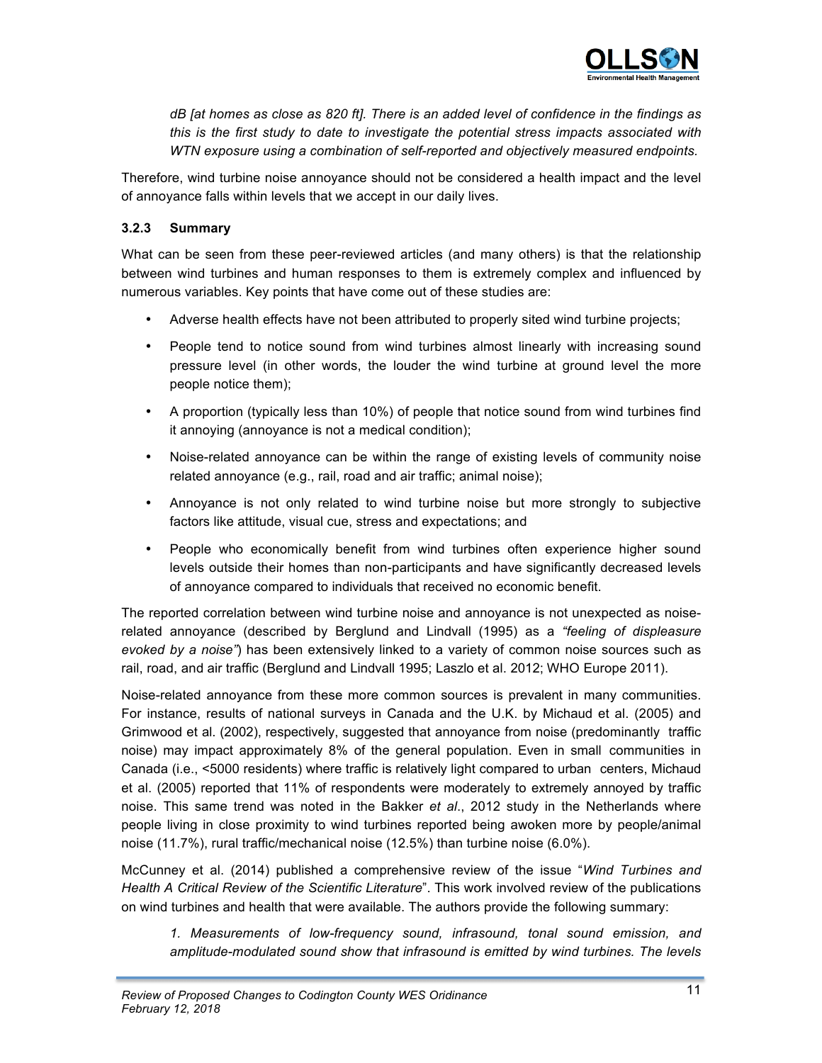*dB [at homes as close as 820 ft]. There is an added level of confidence in the findings as this is the first study to date to investigate the potential stress impacts associated with WTN exposure using a combination of self-reported and objectively measured endpoints.*

Therefore, wind turbine noise annoyance should not be considered a health impact and the level of annoyance falls within levels that we accept in our daily lives.

### 3.2.3 Summary

What can be seen from these peer-reviewed articles (and many others) is that the relationship between wind turbines and human responses to them is extremely complex and influenced by numerous variables. Key points that have come out of these studies are:

- Adverse health effects have not been attributed to properly sited wind turbine projects;
- People tend to notice sound from wind turbines almost linearly with increasing sound pressure level (in other words, the louder the wind turbine at ground level the more people notice them);
- A proportion (typically less than 10%) of people that notice sound from wind turbines find it annoying (annoyance is not a medical condition);
- Noise-related annoyance can be within the range of existing levels of community noise related annoyance (e.g., rail, road and air traffic; animal noise);
- Annoyance is not only related to wind turbine noise but more strongly to subjective factors like attitude, visual cue, stress and expectations; and
- People who economically benefit from wind turbines often experience higher sound levels outside their homes than non-participants and have significantly decreased levels of annoyance compared to individuals that received no economic benefit.

The reported correlation between wind turbine noise and annoyance is not unexpected as noise-related annoyance (described by Berglund and Lindvall (1995) as a *"feeling of displeasure evoked by a noise"*) has been extensively linked to a variety of common noise sources such as rail, road, and air traffic (Berglund and Lindvall 1995; Laszlo et al. 2012; WHO Europe 2011).

Noise-related annoyance from these more common sources is prevalent in many communities. For instance, results of national surveys in Canada and the U.K. by Michaud et al. (2005) and Grimwood et al. (2002), respectively, suggested that annoyance from noise (predominantly traffic noise) may impact approximately 8% of the general population. Even in small communities in Canada (i.e., <5000 residents) where traffic is relatively light compared to urban centers, Michaud et al. (2005) reported that 11% of respondents were moderately to extremely annoyed by traffic noise. This same trend was noted in the Bakker *et al*., 2012 study in the Netherlands where people living in close proximity to wind turbines reported being awoken more by people/animal noise (11.7%), rural traffic/mechanical noise (12.5%) than turbine noise (6.0%).

McCunney et al. (2014) published a comprehensive review of the issue "*Wind Turbines and Health A Critical Review of the Scientific Literature*". This work involved review of the publications on wind turbines and health that were available. The authors provide the following summary:

*1. Measurements of low-frequency sound, infrasound, tonal sound emission, and amplitude-modulated sound show that infrasound is emitted by wind turbines. The levels*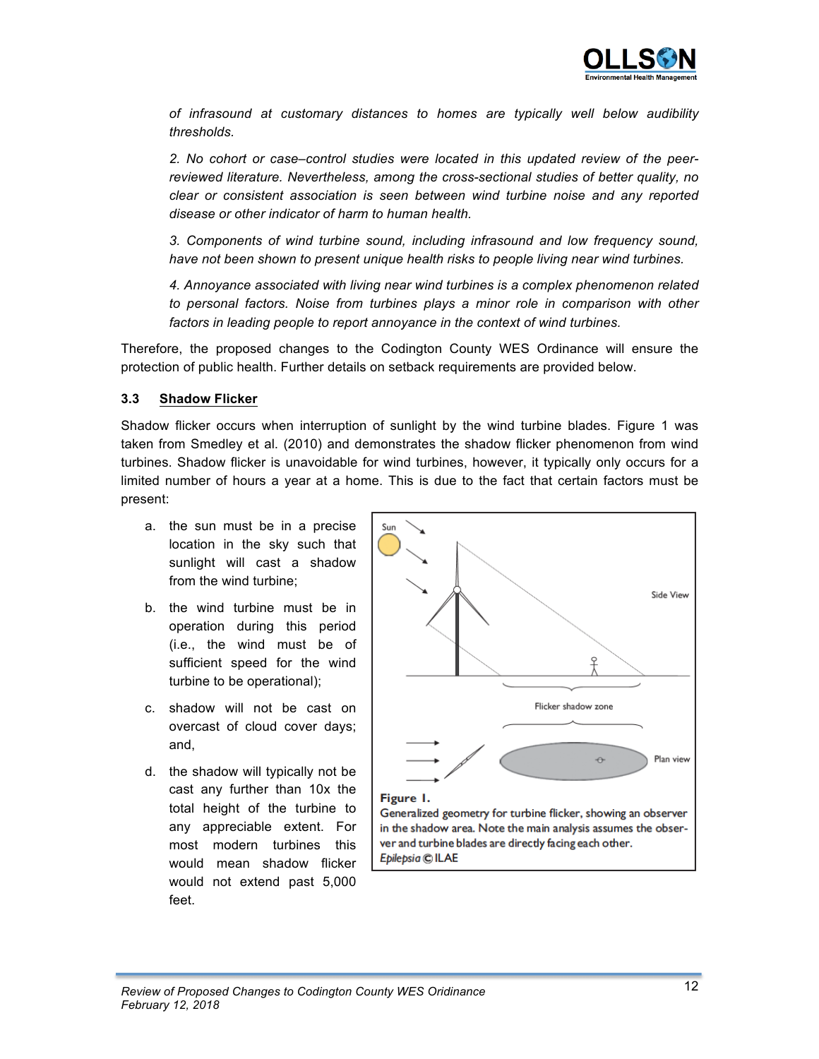*of infrasound at customary distances to homes are typically well below audibility thresholds.*

*2. No cohort or case–control studies were located in this updated review of the peer-reviewed literature. Nevertheless, among the cross-sectional studies of better quality, no clear or consistent association is seen between wind turbine noise and any reported disease or other indicator of harm to human health.*

*3. Components of wind turbine sound, including infrasound and low frequency sound, have not been shown to present unique health risks to people living near wind turbines.*

*4. Annoyance associated with living near wind turbines is a complex phenomenon related to personal factors. Noise from turbines plays a minor role in comparison with other factors in leading people to report annoyance in the context of wind turbines.*

Therefore, the proposed changes to the Codington County WES Ordinance will ensure the protection of public health. Further details on setback requirements are provided below.

### 3.3 Shadow Flicker

Shadow flicker occurs when interruption of sunlight by the wind turbine blades. Figure 1 was taken from Smedley et al. (2010) and demonstrates the shadow flicker phenomenon from wind turbines. Shadow flicker is unavoidable for wind turbines, however, it typically only occurs for a limited number of hours a year at a home. This is due to the fact that certain factors must be present:

a. the sun must be in a precise location in the sky such that sunlight will cast a shadow from the wind turbine;

b. the wind turbine must be in operation during this period (i.e., the wind must be of sufficient speed for the wind turbine to be operational);

c. shadow will not be cast on overcast of cloud cover days; and,

d. the shadow will typically not be cast any further than 10x the total height of the turbine to any appreciable extent. For most modern turbines this would mean shadow flicker would not extend past 5,000 feet.

**Figure 1.**
Generalized geometry for turbine flicker, showing an observer in the shadow area. Note the main analysis assumes the observer and turbine blades are directly facing each other.
*Epilepsia* © ILAE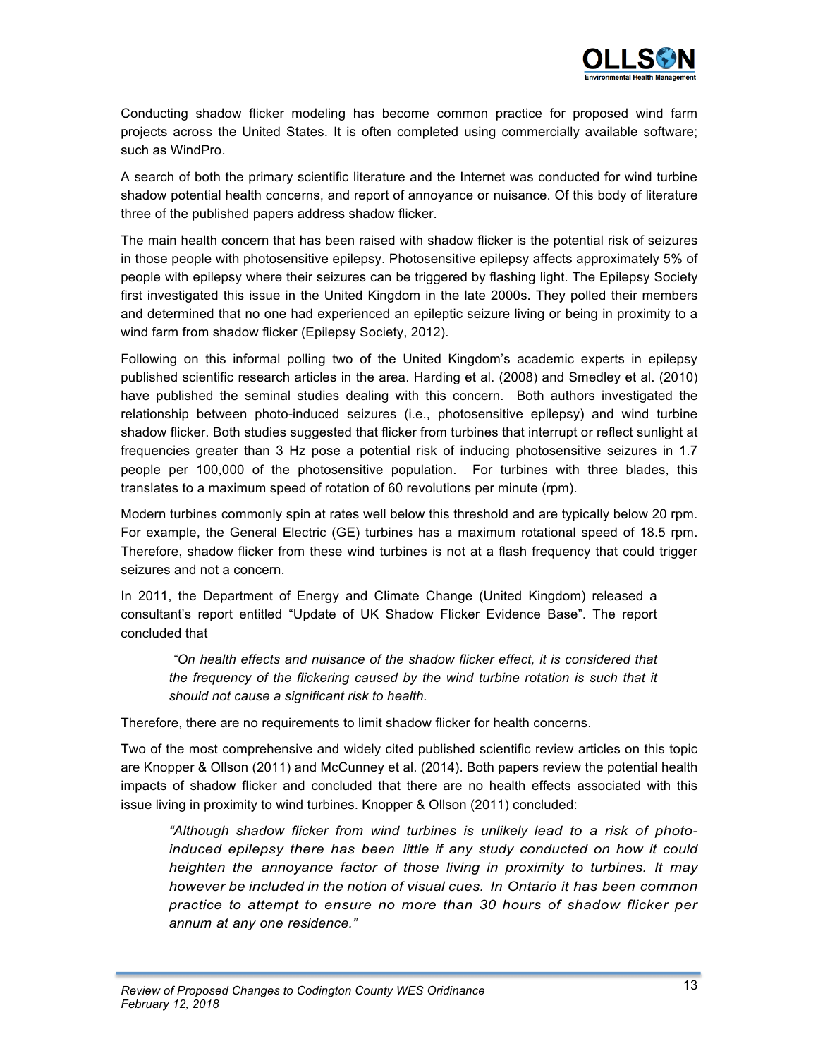Conducting shadow flicker modeling has become common practice for proposed wind farm projects across the United States. It is often completed using commercially available software; such as WindPro.

A search of both the primary scientific literature and the Internet was conducted for wind turbine shadow potential health concerns, and report of annoyance or nuisance. Of this body of literature three of the published papers address shadow flicker.

The main health concern that has been raised with shadow flicker is the potential risk of seizures in those people with photosensitive epilepsy. Photosensitive epilepsy affects approximately 5% of people with epilepsy where their seizures can be triggered by flashing light. The Epilepsy Society first investigated this issue in the United Kingdom in the late 2000s. They polled their members and determined that no one had experienced an epileptic seizure living or being in proximity to a wind farm from shadow flicker (Epilepsy Society, 2012).

Following on this informal polling two of the United Kingdom's academic experts in epilepsy published scientific research articles in the area. Harding et al. (2008) and Smedley et al. (2010) have published the seminal studies dealing with this concern. Both authors investigated the relationship between photo-induced seizures (i.e., photosensitive epilepsy) and wind turbine shadow flicker. Both studies suggested that flicker from turbines that interrupt or reflect sunlight at frequencies greater than 3 Hz pose a potential risk of inducing photosensitive seizures in 1.7 people per 100,000 of the photosensitive population. For turbines with three blades, this translates to a maximum speed of rotation of 60 revolutions per minute (rpm).

Modern turbines commonly spin at rates well below this threshold and are typically below 20 rpm. For example, the General Electric (GE) turbines has a maximum rotational speed of 18.5 rpm. Therefore, shadow flicker from these wind turbines is not at a flash frequency that could trigger seizures and not a concern.

In 2011, the Department of Energy and Climate Change (United Kingdom) released a consultant's report entitled "Update of UK Shadow Flicker Evidence Base". The report concluded that

> *"On health effects and nuisance of the shadow flicker effect, it is considered that the frequency of the flickering caused by the wind turbine rotation is such that it should not cause a significant risk to health.*

Therefore, there are no requirements to limit shadow flicker for health concerns.

Two of the most comprehensive and widely cited published scientific review articles on this topic are Knopper & Ollson (2011) and McCunney et al. (2014). Both papers review the potential health impacts of shadow flicker and concluded that there are no health effects associated with this issue living in proximity to wind turbines. Knopper & Ollson (2011) concluded:

> *"Although shadow flicker from wind turbines is unlikely lead to a risk of photo-induced epilepsy there has been little if any study conducted on how it could heighten the annoyance factor of those living in proximity to turbines. It may however be included in the notion of visual cues. In Ontario it has been common practice to attempt to ensure no more than 30 hours of shadow flicker per annum at any one residence."*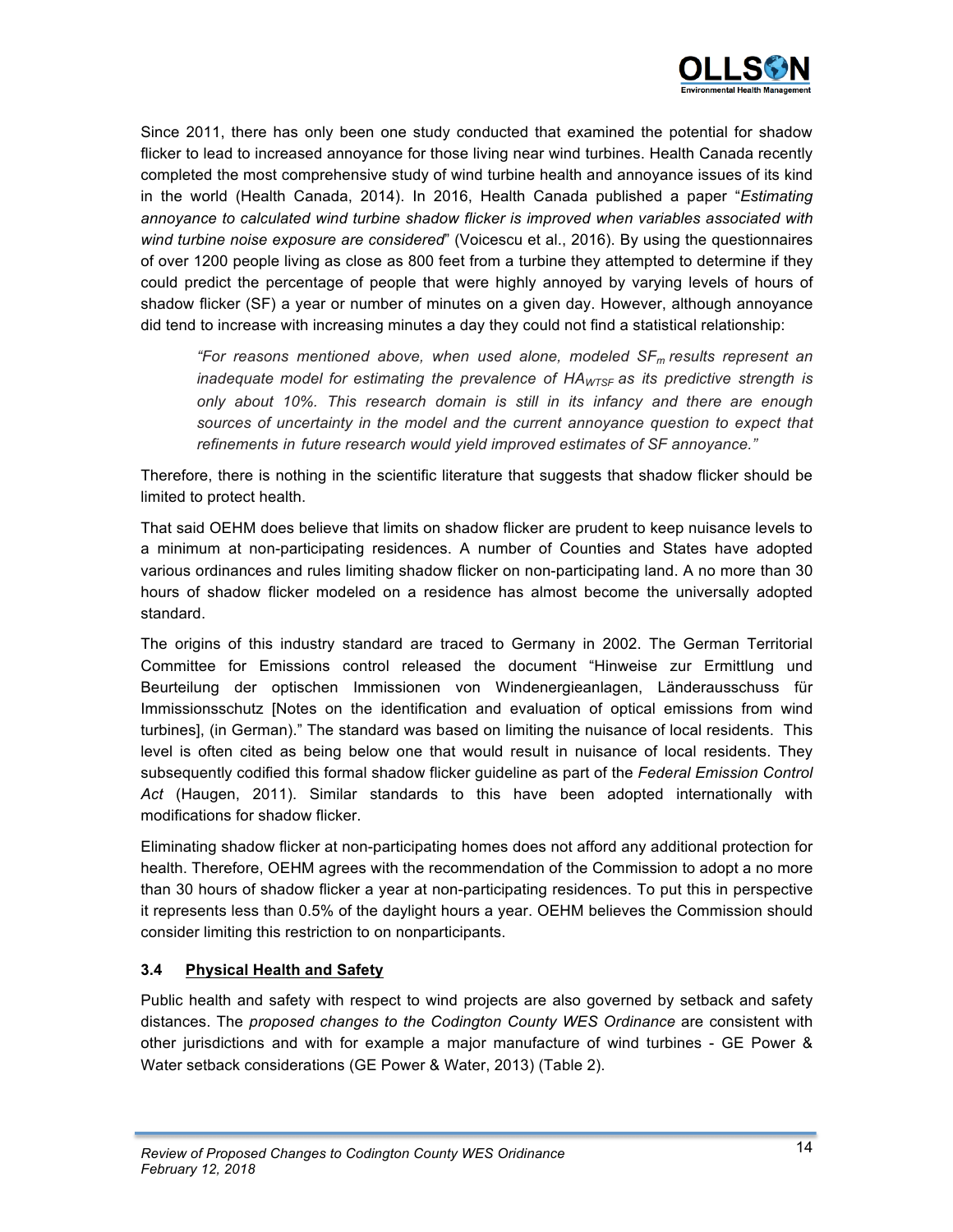Since 2011, there has only been one study conducted that examined the potential for shadow flicker to lead to increased annoyance for those living near wind turbines. Health Canada recently completed the most comprehensive study of wind turbine health and annoyance issues of its kind in the world (Health Canada, 2014). In 2016, Health Canada published a paper "*Estimating annoyance to calculated wind turbine shadow flicker is improved when variables associated with wind turbine noise exposure are considered*" (Voicescu et al., 2016). By using the questionnaires of over 1200 people living as close as 800 feet from a turbine they attempted to determine if they could predict the percentage of people that were highly annoyed by varying levels of hours of shadow flicker (SF) a year or number of minutes on a given day. However, although annoyance did tend to increase with increasing minutes a day they could not find a statistical relationship:

> *"For reasons mentioned above, when used alone, modeled $SF_m$ results represent an inadequate model for estimating the prevalence of $HA_{WTSF}$ as its predictive strength is only about 10%. This research domain is still in its infancy and there are enough sources of uncertainty in the model and the current annoyance question to expect that refinements in future research would yield improved estimates of SF annoyance."*

Therefore, there is nothing in the scientific literature that suggests that shadow flicker should be limited to protect health.

That said OEHM does believe that limits on shadow flicker are prudent to keep nuisance levels to a minimum at non-participating residences. A number of Counties and States have adopted various ordinances and rules limiting shadow flicker on non-participating land. A no more than 30 hours of shadow flicker modeled on a residence has almost become the universally adopted standard.

The origins of this industry standard are traced to Germany in 2002. The German Territorial Committee for Emissions control released the document "Hinweise zur Ermittlung und Beurteilung der optischen Immissionen von Windenergieanlagen, Länderausschuss für Immissionsschutz [Notes on the identification and evaluation of optical emissions from wind turbines], (in German)." The standard was based on limiting the nuisance of local residents. This level is often cited as being below one that would result in nuisance of local residents. They subsequently codified this formal shadow flicker guideline as part of the *Federal Emission Control Act* (Haugen, 2011). Similar standards to this have been adopted internationally with modifications for shadow flicker.

Eliminating shadow flicker at non-participating homes does not afford any additional protection for health. Therefore, OEHM agrees with the recommendation of the Commission to adopt a no more than 30 hours of shadow flicker a year at non-participating residences. To put this in perspective it represents less than 0.5% of the daylight hours a year. OEHM believes the Commission should consider limiting this restriction to on nonparticipants.

### 3.4 Physical Health and Safety

Public health and safety with respect to wind projects are also governed by setback and safety distances. The *proposed changes to the Codington County WES Ordinance* are consistent with other jurisdictions and with for example a major manufacture of wind turbines - GE Power & Water setback considerations (GE Power & Water, 2013) (Table 2).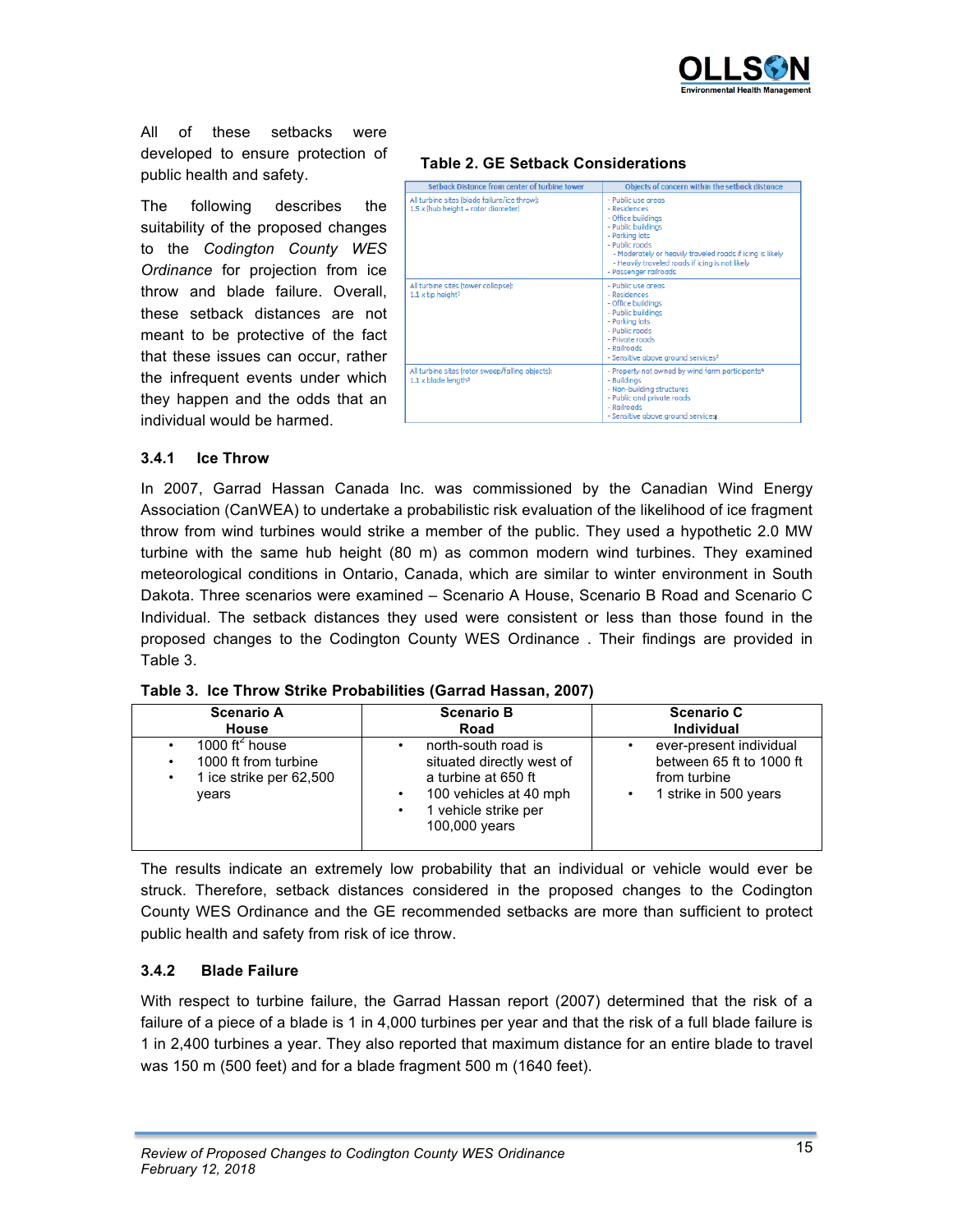All of these setbacks were developed to ensure protection of public health and safety.

The following describes the suitability of the proposed changes to the *Codington County WES Ordinance* for projection from ice throw and blade failure. Overall, these setback distances are not meant to be protective of the fact that these issues can occur, rather the infrequent events under which they happen and the odds that an individual would be harmed.

**Table 2. GE Setback Considerations**

| Setback Distance from center of turbine tower | Objects of concern within the setback distance |
|---|---|
| All turbine sites (blade failure/ice throw): 1.5 x (hub height + rotor diameter) | - Public use areas<br>- Residences<br>- Office buildings<br>- Public buildings<br>- Parking lots<br>- Public roads<br>- Moderately or heavily traveled roads if icing is likely<br>- Heavily traveled roads if icing is not likely<br>- Passenger railroads |
| All turbine sites (tower collapse): 1.1 x tip height[1] | - Public use areas<br>- Residences<br>- Office buildings<br>- Public buildings<br>- Parking lots<br>- Public roads<br>- Private roads<br>- Railroads<br>- Sensitive above ground services[2] |
| All turbine sites (rotor sweep/falling objects): 1.1 x blade length[3] | - Property not owned by wind farm participants[4]<br>- Buildings<br>- Non-building structures<br>- Public and private roads<br>- Railroads<br>- Sensitive above ground services |

### 3.4.1 Ice Throw

In 2007, Garrad Hassan Canada Inc. was commissioned by the Canadian Wind Energy Association (CanWEA) to undertake a probabilistic risk evaluation of the likelihood of ice fragment throw from wind turbines would strike a member of the public. They used a hypothetic 2.0 MW turbine with the same hub height (80 m) as common modern wind turbines. They examined meteorological conditions in Ontario, Canada, which are similar to winter environment in South Dakota. Three scenarios were examined – Scenario A House, Scenario B Road and Scenario C Individual. The setback distances they used were consistent or less than those found in the proposed changes to the Codington County WES Ordinance . Their findings are provided in Table 3.

**Table 3. Ice Throw Strike Probabilities (Garrad Hassan, 2007)**

| Scenario A<br>House | Scenario B<br>Road | Scenario C<br>Individual |
|---|---|---|
| • 1000 $ft^2$ house<br>• 1000 ft from turbine<br>• 1 ice strike per 62,500 years | • north-south road is situated directly west of a turbine at 650 ft<br>• 100 vehicles at 40 mph<br>• 1 vehicle strike per 100,000 years | • ever-present individual between 65 ft to 1000 ft from turbine<br>• 1 strike in 500 years |

The results indicate an extremely low probability that an individual or vehicle would ever be struck. Therefore, setback distances considered in the proposed changes to the Codington County WES Ordinance and the GE recommended setbacks are more than sufficient to protect public health and safety from risk of ice throw.

### 3.4.2 Blade Failure

With respect to turbine failure, the Garrad Hassan report (2007) determined that the risk of a failure of a piece of a blade is 1 in 4,000 turbines per year and that the risk of a full blade failure is 1 in 2,400 turbines a year. They also reported that maximum distance for an entire blade to travel was 150 m (500 feet) and for a blade fragment 500 m (1640 feet).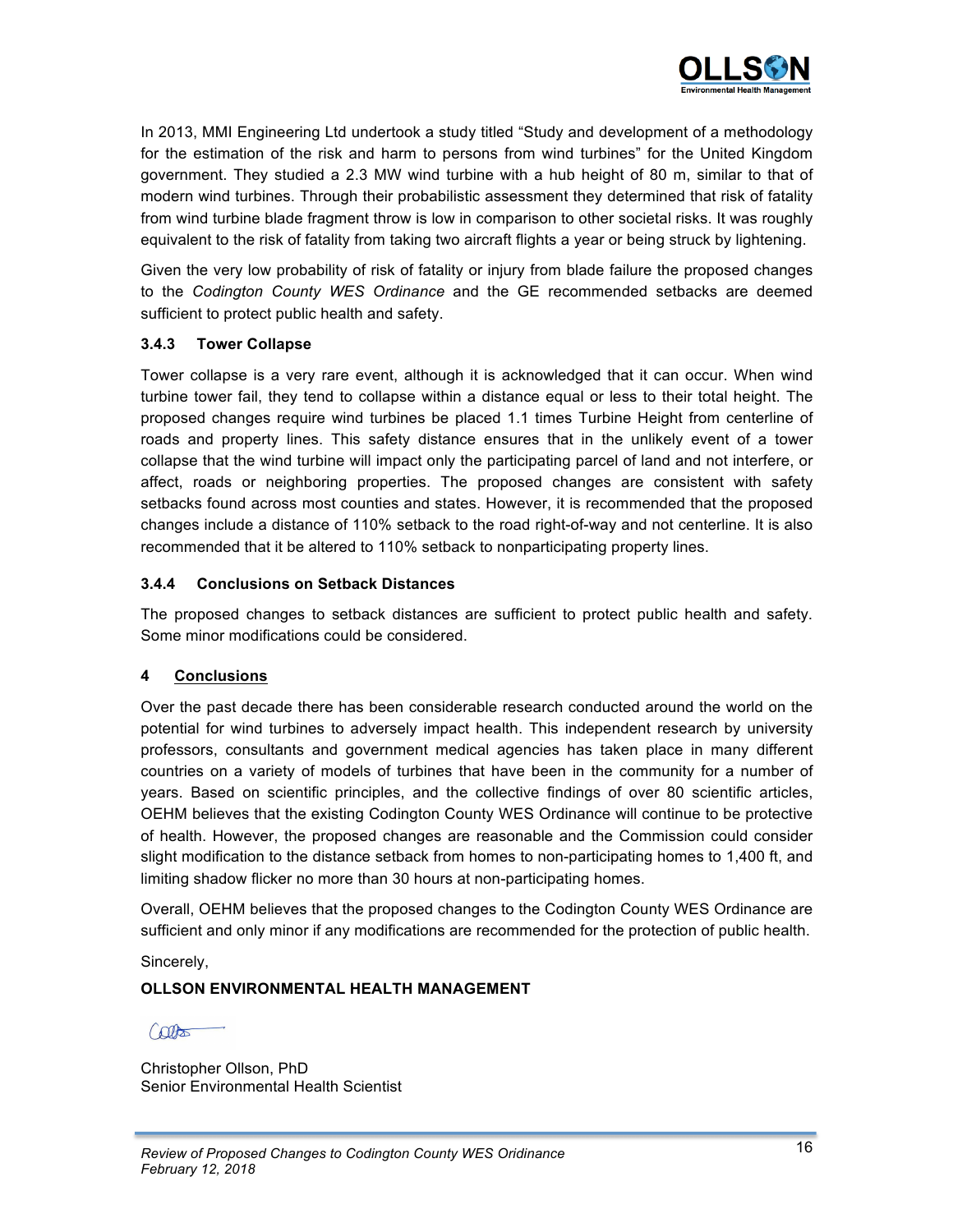In 2013, MMI Engineering Ltd undertook a study titled “Study and development of a methodology for the estimation of the risk and harm to persons from wind turbines” for the United Kingdom government. They studied a 2.3 MW wind turbine with a hub height of 80 m, similar to that of modern wind turbines. Through their probabilistic assessment they determined that risk of fatality from wind turbine blade fragment throw is low in comparison to other societal risks. It was roughly equivalent to the risk of fatality from taking two aircraft flights a year or being struck by lightening.

Given the very low probability of risk of fatality or injury from blade failure the proposed changes to the *Codington County WES Ordinance* and the GE recommended setbacks are deemed sufficient to protect public health and safety.

### 3.4.3 Tower Collapse

Tower collapse is a very rare event, although it is acknowledged that it can occur. When wind turbine tower fail, they tend to collapse within a distance equal or less to their total height. The proposed changes require wind turbines be placed 1.1 times Turbine Height from centerline of roads and property lines. This safety distance ensures that in the unlikely event of a tower collapse that the wind turbine will impact only the participating parcel of land and not interfere, or affect, roads or neighboring properties. The proposed changes are consistent with safety setbacks found across most counties and states. However, it is recommended that the proposed changes include a distance of 110% setback to the road right-of-way and not centerline. It is also recommended that it be altered to 110% setback to nonparticipating property lines.

### 3.4.4 Conclusions on Setback Distances

The proposed changes to setback distances are sufficient to protect public health and safety. Some minor modifications could be considered.

## 4 Conclusions

Over the past decade there has been considerable research conducted around the world on the potential for wind turbines to adversely impact health. This independent research by university professors, consultants and government medical agencies has taken place in many different countries on a variety of models of turbines that have been in the community for a number of years. Based on scientific principles, and the collective findings of over 80 scientific articles, OEHM believes that the existing Codington County WES Ordinance will continue to be protective of health. However, the proposed changes are reasonable and the Commission could consider slight modification to the distance setback from homes to non-participating homes to 1,400 ft, and limiting shadow flicker no more than 30 hours at non-participating homes.

Overall, OEHM believes that the proposed changes to the Codington County WES Ordinance are sufficient and only minor if any modifications are recommended for the protection of public health.

Sincerely,

**OLLSON ENVIRONMENTAL HEALTH MANAGEMENT**

Christopher Ollson, PhD
Senior Environmental Health Scientist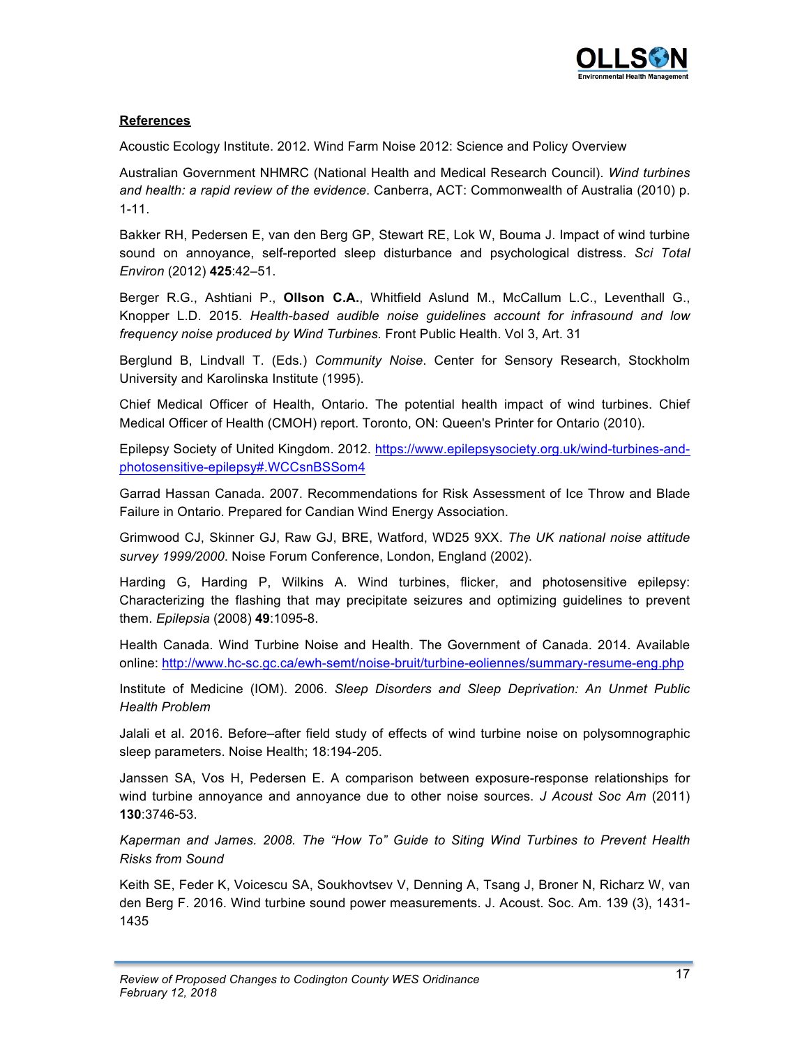**References**

Acoustic Ecology Institute. 2012. Wind Farm Noise 2012: Science and Policy Overview

Australian Government NHMRC (National Health and Medical Research Council). *Wind turbines and health: a rapid review of the evidence*. Canberra, ACT: Commonwealth of Australia (2010) p. 1-11.

Bakker RH, Pedersen E, van den Berg GP, Stewart RE, Lok W, Bouma J. Impact of wind turbine sound on annoyance, self-reported sleep disturbance and psychological distress. *Sci Total Environ* (2012) **425**:42–51.

Berger R.G., Ashtiani P., **Ollson C.A.**, Whitfield Aslund M., McCallum L.C., Leventhall G., Knopper L.D. 2015. *Health-based audible noise guidelines account for infrasound and low frequency noise produced by Wind Turbines.* Front Public Health. Vol 3, Art. 31

Berglund B, Lindvall T. (Eds.) *Community Noise*. Center for Sensory Research, Stockholm University and Karolinska Institute (1995).

Chief Medical Officer of Health, Ontario. The potential health impact of wind turbines. Chief Medical Officer of Health (CMOH) report. Toronto, ON: Queen's Printer for Ontario (2010).

Epilepsy Society of United Kingdom. 2012. https://www.epilepsysociety.org.uk/wind-turbines-and-photosensitive-epilepsy#.WCCsnBSSom4

Garrad Hassan Canada. 2007. Recommendations for Risk Assessment of Ice Throw and Blade Failure in Ontario. Prepared for Candian Wind Energy Association.

Grimwood CJ, Skinner GJ, Raw GJ, BRE, Watford, WD25 9XX. *The UK national noise attitude survey 1999/2000*. Noise Forum Conference, London, England (2002).

Harding G, Harding P, Wilkins A. Wind turbines, flicker, and photosensitive epilepsy: Characterizing the flashing that may precipitate seizures and optimizing guidelines to prevent them. *Epilepsia* (2008) **49**:1095-8.

Health Canada. Wind Turbine Noise and Health. The Government of Canada. 2014. Available online: http://www.hc-sc.gc.ca/ewh-semt/noise-bruit/turbine-eoliennes/summary-resume-eng.php

Institute of Medicine (IOM). 2006. *Sleep Disorders and Sleep Deprivation: An Unmet Public Health Problem*

Jalali et al. 2016. Before–after field study of effects of wind turbine noise on polysomnographic sleep parameters. Noise Health; 18:194-205.

Janssen SA, Vos H, Pedersen E. A comparison between exposure-response relationships for wind turbine annoyance and annoyance due to other noise sources. *J Acoust Soc Am* (2011) **130**:3746-53.

*Kaperman and James. 2008. The "How To" Guide to Siting Wind Turbines to Prevent Health Risks from Sound*

Keith SE, Feder K, Voicescu SA, Soukhovtsev V, Denning A, Tsang J, Broner N, Richarz W, van den Berg F. 2016. Wind turbine sound power measurements. J. Acoust. Soc. Am. 139 (3), 1431-1435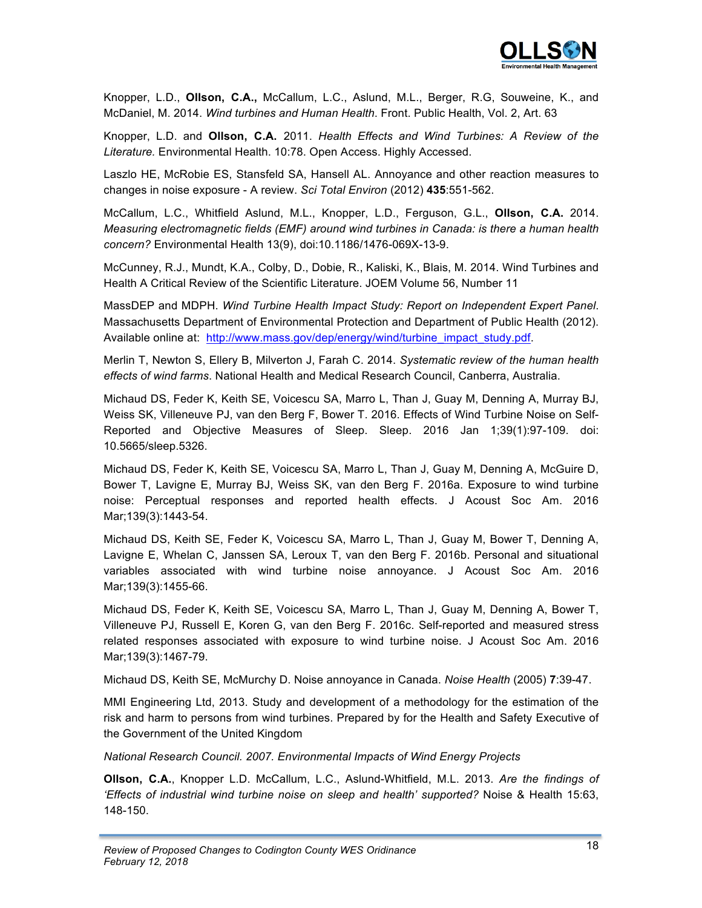Knopper, L.D., **Ollson, C.A.,** McCallum, L.C., Aslund, M.L., Berger, R.G, Souweine, K., and McDaniel, M. 2014. *Wind turbines and Human Health*. Front. Public Health, Vol. 2, Art. 63

Knopper, L.D. and **Ollson, C.A.** 2011. *Health Effects and Wind Turbines: A Review of the Literature.* Environmental Health. 10:78. Open Access. Highly Accessed.

Laszlo HE, McRobie ES, Stansfeld SA, Hansell AL. Annoyance and other reaction measures to changes in noise exposure - A review. *Sci Total Environ* (2012) **435**:551-562.

McCallum, L.C., Whitfield Aslund, M.L., Knopper, L.D., Ferguson, G.L., **Ollson, C.A.** 2014. *Measuring electromagnetic fields (EMF) around wind turbines in Canada: is there a human health concern?* Environmental Health 13(9), doi:10.1186/1476-069X-13-9.

McCunney, R.J., Mundt, K.A., Colby, D., Dobie, R., Kaliski, K., Blais, M. 2014. Wind Turbines and Health A Critical Review of the Scientific Literature. JOEM Volume 56, Number 11

MassDEP and MDPH. *Wind Turbine Health Impact Study: Report on Independent Expert Panel*. Massachusetts Department of Environmental Protection and Department of Public Health (2012). Available online at: http://www.mass.gov/dep/energy/wind/turbine_impact_study.pdf.

Merlin T, Newton S, Ellery B, Milverton J, Farah C. 2014. *Systematic review of the human health effects of wind farms*. National Health and Medical Research Council, Canberra, Australia.

Michaud DS, Feder K, Keith SE, Voicescu SA, Marro L, Than J, Guay M, Denning A, Murray BJ, Weiss SK, Villeneuve PJ, van den Berg F, Bower T. 2016. Effects of Wind Turbine Noise on Self-Reported and Objective Measures of Sleep. Sleep. 2016 Jan 1;39(1):97-109. doi: 10.5665/sleep.5326.

Michaud DS, Feder K, Keith SE, Voicescu SA, Marro L, Than J, Guay M, Denning A, McGuire D, Bower T, Lavigne E, Murray BJ, Weiss SK, van den Berg F. 2016a. Exposure to wind turbine noise: Perceptual responses and reported health effects. J Acoust Soc Am. 2016 Mar;139(3):1443-54.

Michaud DS, Keith SE, Feder K, Voicescu SA, Marro L, Than J, Guay M, Bower T, Denning A, Lavigne E, Whelan C, Janssen SA, Leroux T, van den Berg F. 2016b. Personal and situational variables associated with wind turbine noise annoyance. J Acoust Soc Am. 2016 Mar;139(3):1455-66.

Michaud DS, Feder K, Keith SE, Voicescu SA, Marro L, Than J, Guay M, Denning A, Bower T, Villeneuve PJ, Russell E, Koren G, van den Berg F. 2016c. Self-reported and measured stress related responses associated with exposure to wind turbine noise. J Acoust Soc Am. 2016 Mar;139(3):1467-79.

Michaud DS, Keith SE, McMurchy D. Noise annoyance in Canada. *Noise Health* (2005) **7**:39-47.

MMI Engineering Ltd, 2013. Study and development of a methodology for the estimation of the risk and harm to persons from wind turbines. Prepared by for the Health and Safety Executive of the Government of the United Kingdom

*National Research Council. 2007. Environmental Impacts of Wind Energy Projects*

**Ollson, C.A.**, Knopper L.D. McCallum, L.C., Aslund-Whitfield, M.L. 2013. *Are the findings of 'Effects of industrial wind turbine noise on sleep and health' supported?* Noise & Health 15:63, 148-150.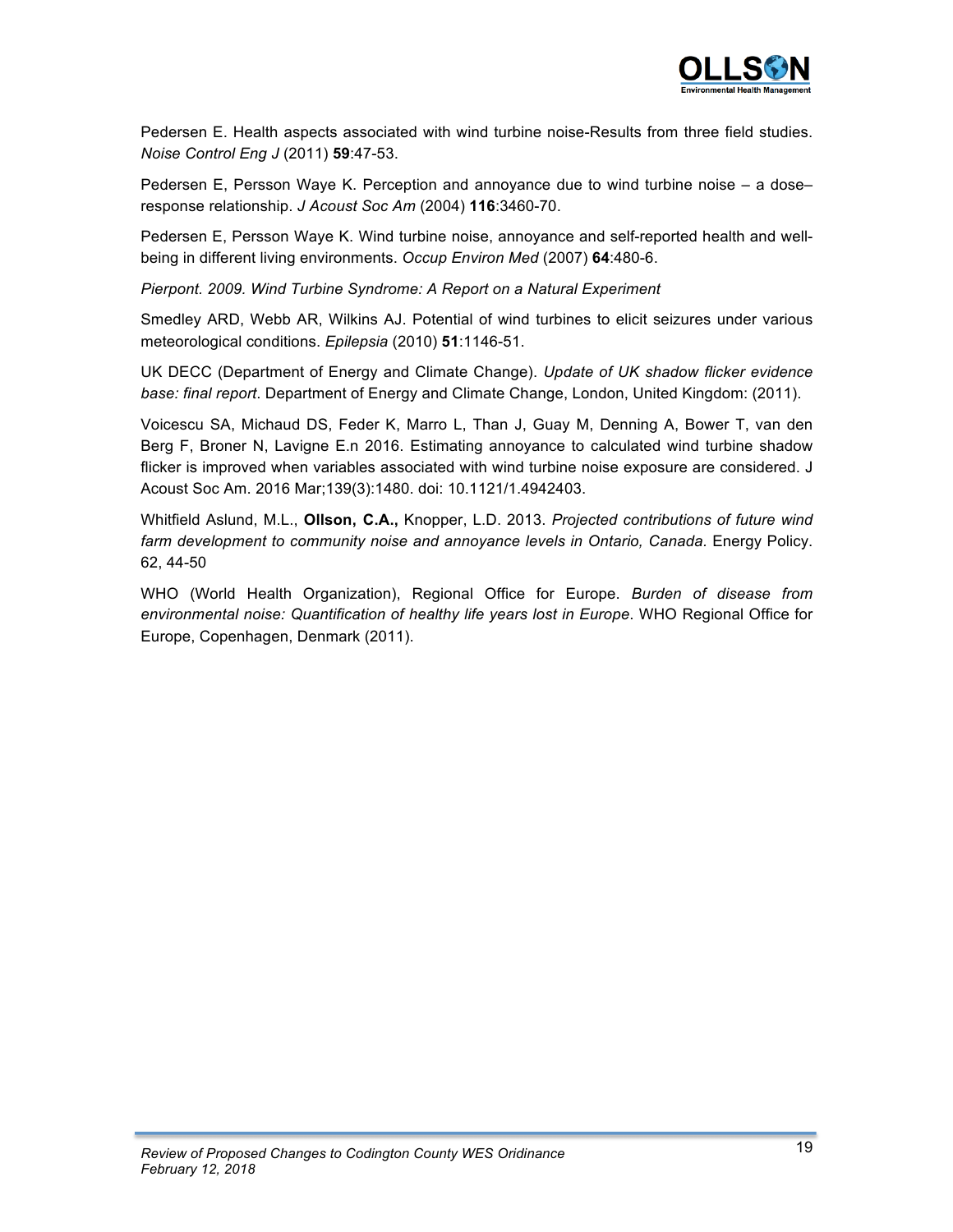Pedersen E. Health aspects associated with wind turbine noise-Results from three field studies. *Noise Control Eng J* (2011) **59**:47-53.

Pedersen E, Persson Waye K. Perception and annoyance due to wind turbine noise – a dose–response relationship. *J Acoust Soc Am* (2004) **116**:3460-70.

Pedersen E, Persson Waye K. Wind turbine noise, annoyance and self-reported health and well-being in different living environments. *Occup Environ Med* (2007) **64**:480-6.

*Pierpont. 2009. Wind Turbine Syndrome: A Report on a Natural Experiment*

Smedley ARD, Webb AR, Wilkins AJ. Potential of wind turbines to elicit seizures under various meteorological conditions. *Epilepsia* (2010) **51**:1146-51.

UK DECC (Department of Energy and Climate Change). *Update of UK shadow flicker evidence base: final report*. Department of Energy and Climate Change, London, United Kingdom: (2011).

Voicescu SA, Michaud DS, Feder K, Marro L, Than J, Guay M, Denning A, Bower T, van den Berg F, Broner N, Lavigne E.n 2016. Estimating annoyance to calculated wind turbine shadow flicker is improved when variables associated with wind turbine noise exposure are considered. J Acoust Soc Am. 2016 Mar;139(3):1480. doi: 10.1121/1.4942403.

Whitfield Aslund, M.L., **Ollson, C.A.,** Knopper, L.D. 2013. *Projected contributions of future wind farm development to community noise and annoyance levels in Ontario, Canada.* Energy Policy. 62, 44-50

WHO (World Health Organization), Regional Office for Europe. *Burden of disease from environmental noise: Quantification of healthy life years lost in Europe*. WHO Regional Office for Europe, Copenhagen, Denmark (2011).